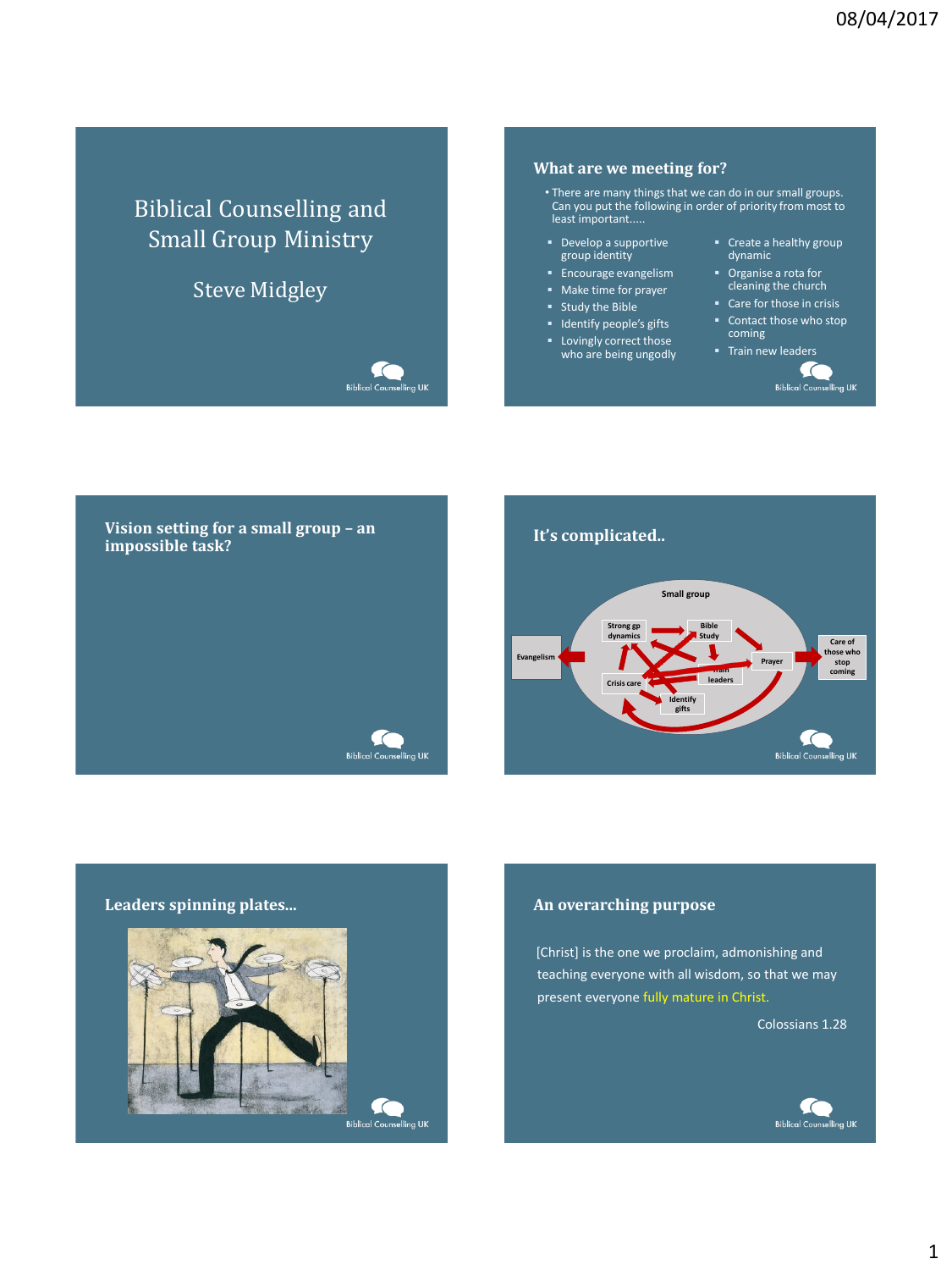# Biblical Counselling and Small Group Ministry

Steve Midgley

Biblical Counselling UK

## What are we meeting for?

- There are many things that we can do in our small groups. Can you put the following in order of priority from most to least important.....

- Develop a supportive group identity
- Encourage evangelism
- Make time for prayer
- Study the Bible
- Identify people's gifts
- Lovingly correct those who are being ungodly
- Create a healthy group dynamic
- Organise a rota for cleaning the church
- Care for those in crisis
- Contact those who stop coming
- Train new leaders

Biblical Counselling UK

## Vision setting for a small group – an impossible task?

Biblical Counselling UK

## It's complicated..

Small group

Strong gp dynamics

Bible Study

Evangelism

Prayer

Care of those who stop coming

Crisis care

Train leaders

Identify gifts

Biblical Counselling UK

## Leaders spinning plates...

Biblical Counselling UK

## An overarching purpose

[Christ] is the one we proclaim, admonishing and teaching everyone with all wisdom, so that we may present everyone fully mature in Christ.

Colossians 1.28

Biblical Counselling UK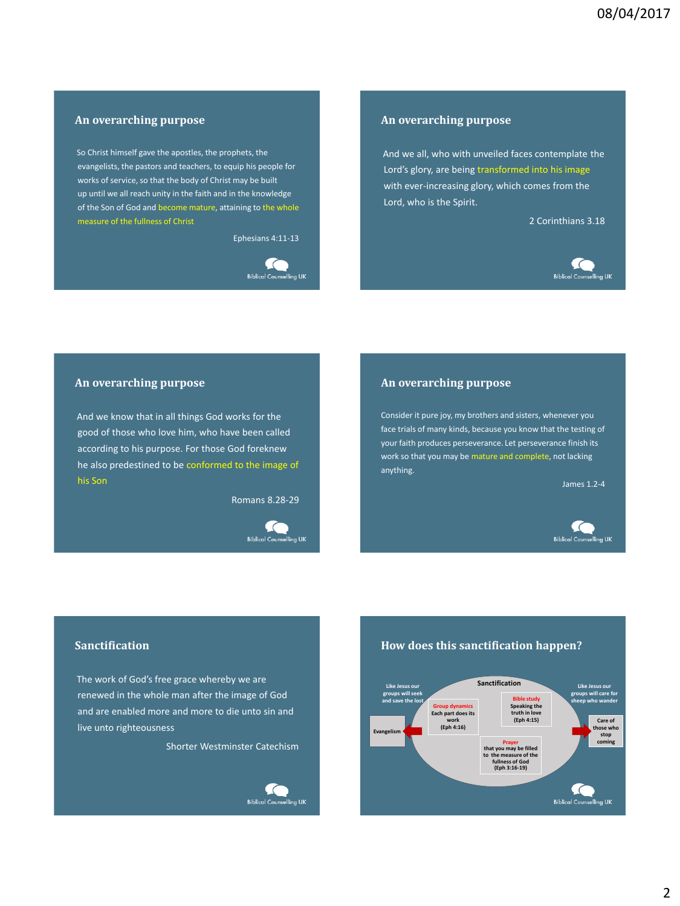## An overarching purpose

So Christ himself gave the apostles, the prophets, the evangelists, the pastors and teachers, to equip his people for works of service, so that the body of Christ may be built up until we all reach unity in the faith and in the knowledge of the Son of God and become mature, attaining to the whole measure of the fullness of Christ

Ephesians 4:11-13

Biblical Counselling UK

## An overarching purpose

And we all, who with unveiled faces contemplate the Lord's glory, are being transformed into his image with ever-increasing glory, which comes from the Lord, who is the Spirit.

2 Corinthians 3.18

Biblical Counselling UK

## An overarching purpose

And we know that in all things God works for the good of those who love him, who have been called according to his purpose. For those God foreknew he also predestined to be conformed to the image of his Son

Romans 8.28-29

Biblical Counselling UK

## An overarching purpose

Consider it pure joy, my brothers and sisters, whenever you face trials of many kinds, because you know that the testing of your faith produces perseverance. Let perseverance finish its work so that you may be mature and complete, not lacking anything.

James 1.2-4

Biblical Counselling UK

## Sanctification

The work of God's free grace whereby we are renewed in the whole man after the image of God and are enabled more and more to die unto sin and live unto righteousness

Shorter Westminster Catechism

Biblical Counselling UK

## How does this sanctification happen?

Sanctification

- Group dynamics: Each part does its work (Eph 4:16)
- Bible study: Speaking the truth in love (Eph 4:15)
- Prayer: that you may be filled to the measure of the fullness of God (Eph 3:16-19)

Like Jesus our groups will seek and save the lost → Evangelism

Like Jesus our groups will care for sheep who wander → Care of those who stop coming

Biblical Counselling UK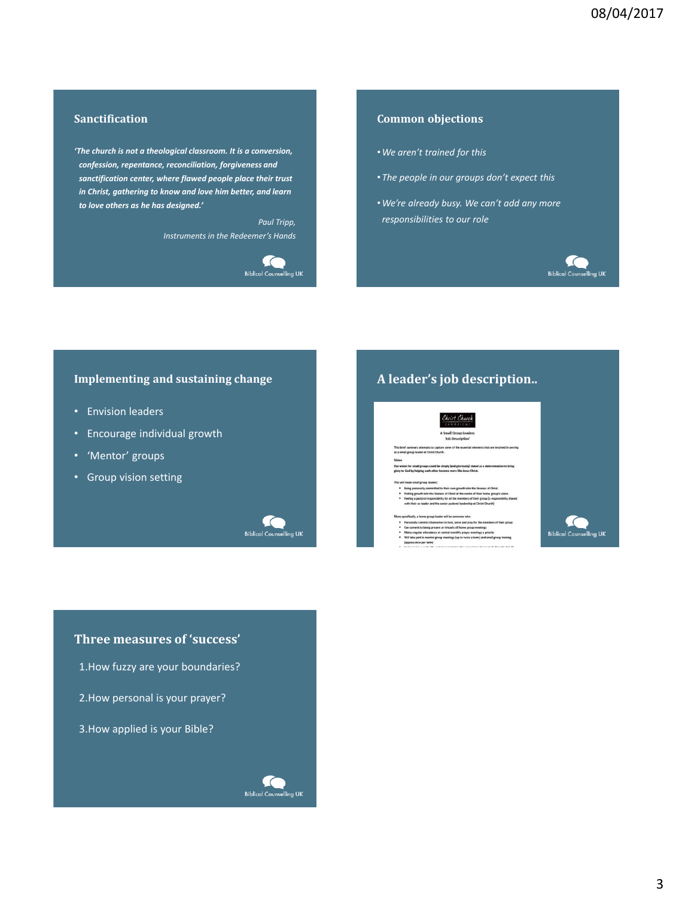## Sanctification

*'The church is not a theological classroom. It is a conversion, confession, repentance, reconciliation, forgiveness and sanctification center, where flawed people place their trust in Christ, gathering to know and love him better, and learn to love others as he has designed.'*

*Paul Tripp,*
*Instruments in the Redeemer's Hands*

Biblical Counselling UK

## Common objections

- *We aren't trained for this*
- *The people in our groups don't expect this*
- *We're already busy. We can't add any more responsibilities to our role*

Biblical Counselling UK

## Implementing and sustaining change

- Envision leaders
- Encourage individual growth
- 'Mentor' groups
- Group vision setting

Biblical Counselling UK

## A leader's job description..

Christ Church
CAMBRIDGE

A Small Group Leaders
'Job Description'

This brief summary attempts to capture some of the essential elements that are involved in serving as a small group leader at Christ Church.

Vision

Our vision for small groups could be simply (and gloriously) stated as a determination to bring glory to God by helping each other become more like Jesus Christ.

This will mean small group leaders:

- Being personally committed to their own growth into the likeness of Christ.
- Putting growth into the likeness of Christ at the centre of their home group's vision.
- Feeling a pastoral responsibility for all the members of their group (a responsibility shared with their co-leader and the senior pastoral leadership at Christ Church).

More specifically, a home group leader will be someone who:

- Personally commits themselves to love, serve and pray for the members of their group
- Can commit to being present at virtually all home group meetings
- Makes regular attendance at central monthly prayer meetings a priority
- Will take part in mentor group meetings (up to twice a term) and small group training (approx once per term)

Biblical Counselling UK

## Three measures of 'success'

1. How fuzzy are your boundaries?
2. How personal is your prayer?
3. How applied is your Bible?

Biblical Counselling UK